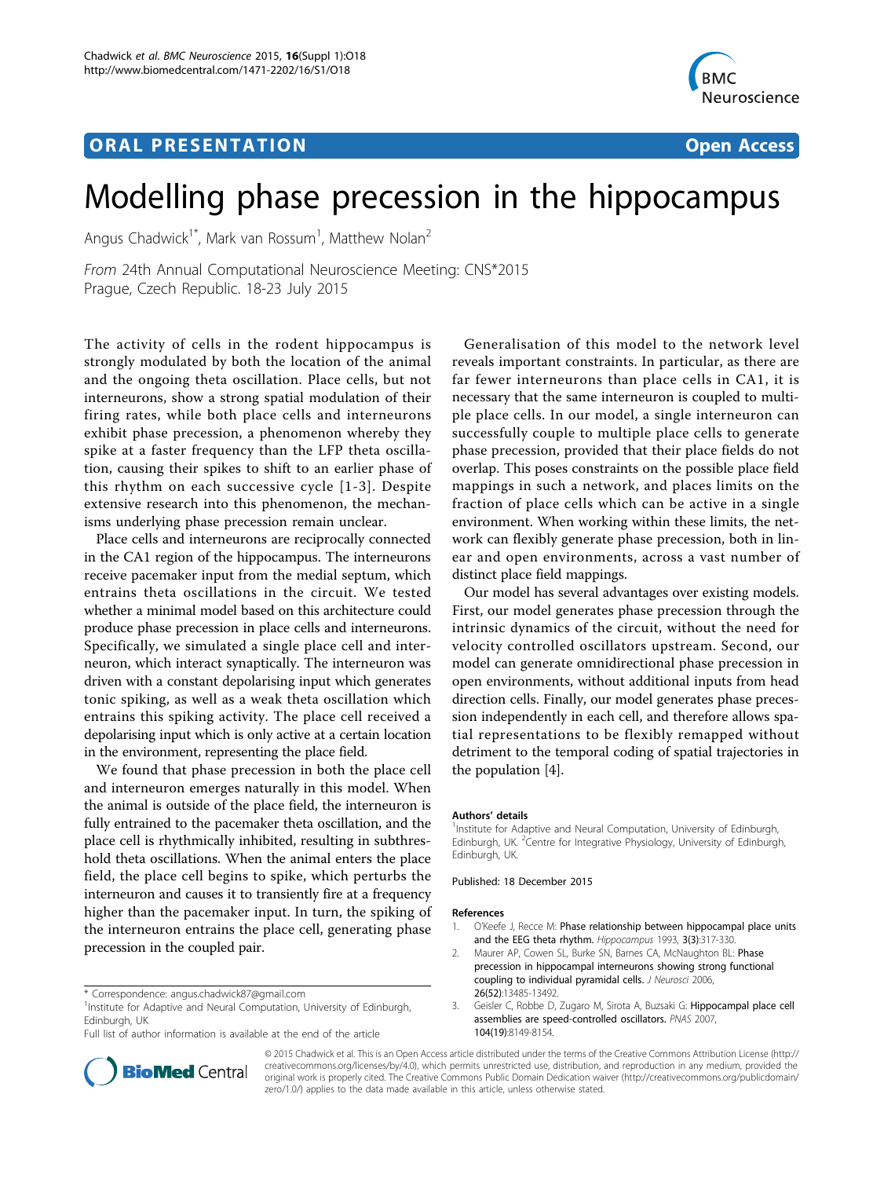**ORAL PRESENTATION** **Open Access**

# Modelling phase precession in the hippocampus

Angus Chadwick[1*], Mark van Rossum[1], Matthew Nolan[2]

*From* 24th Annual Computational Neuroscience Meeting: CNS*2015
Prague, Czech Republic. 18-23 July 2015

The activity of cells in the rodent hippocampus is strongly modulated by both the location of the animal and the ongoing theta oscillation. Place cells, but not interneurons, show a strong spatial modulation of their firing rates, while both place cells and interneurons exhibit phase precession, a phenomenon whereby they spike at a faster frequency than the LFP theta oscillation, causing their spikes to shift to an earlier phase of this rhythm on each successive cycle [1-3]. Despite extensive research into this phenomenon, the mechanisms underlying phase precession remain unclear.

Place cells and interneurons are reciprocally connected in the CA1 region of the hippocampus. The interneurons receive pacemaker input from the medial septum, which entrains theta oscillations in the circuit. We tested whether a minimal model based on this architecture could produce phase precession in place cells and interneurons. Specifically, we simulated a single place cell and interneuron, which interact synaptically. The interneuron was driven with a constant depolarising input which generates tonic spiking, as well as a weak theta oscillation which entrains this spiking activity. The place cell received a depolarising input which is only active at a certain location in the environment, representing the place field.

We found that phase precession in both the place cell and interneuron emerges naturally in this model. When the animal is outside of the place field, the interneuron is fully entrained to the pacemaker theta oscillation, and the place cell is rhythmically inhibited, resulting in subthreshold theta oscillations. When the animal enters the place field, the place cell begins to spike, which perturbs the interneuron and causes it to transiently fire at a frequency higher than the pacemaker input. In turn, the spiking of the interneuron entrains the place cell, generating phase precession in the coupled pair.

Generalisation of this model to the network level reveals important constraints. In particular, as there are far fewer interneurons than place cells in CA1, it is necessary that the same interneuron is coupled to multiple place cells. In our model, a single interneuron can successfully couple to multiple place cells to generate phase precession, provided that their place fields do not overlap. This poses constraints on the possible place field mappings in such a network, and places limits on the fraction of place cells which can be active in a single environment. When working within these limits, the network can flexibly generate phase precession, both in linear and open environments, across a vast number of distinct place field mappings.

Our model has several advantages over existing models. First, our model generates phase precession through the intrinsic dynamics of the circuit, without the need for velocity controlled oscillators upstream. Second, our model can generate omnidirectional phase precession in open environments, without additional inputs from head direction cells. Finally, our model generates phase precession independently in each cell, and therefore allows spatial representations to be flexibly remapped without detriment to the temporal coding of spatial trajectories in the population [4].

**Authors' details**
[1]Institute for Adaptive and Neural Computation, University of Edinburgh, Edinburgh, UK. [2]Centre for Integrative Physiology, University of Edinburgh, Edinburgh, UK.

Published: 18 December 2015

**References**

1. O'Keefe J, Recce M: **Phase relationship between hippocampal place units and the EEG theta rhythm.** *Hippocampus* 1993, **3(3)**:317-330.
2. Maurer AP, Cowen SL, Burke SN, Barnes CA, McNaughton BL: **Phase precession in hippocampal interneurons showing strong functional coupling to individual pyramidal cells.** *J Neurosci* 2006, **26(52)**:13485-13492.
3. Geisler C, Robbe D, Zugaro M, Sirota A, Buzsaki G: **Hippocampal place cell assemblies are speed-controlled oscillators.** *PNAS* 2007, **104(19)**:8149-8154.

\* Correspondence: angus.chadwick87@gmail.com
[1]Institute for Adaptive and Neural Computation, University of Edinburgh, Edinburgh, UK
Full list of author information is available at the end of the article

© 2015 Chadwick et al. This is an Open Access article distributed under the terms of the Creative Commons Attribution License (http://creativecommons.org/licenses/by/4.0), which permits unrestricted use, distribution, and reproduction in any medium, provided the original work is properly cited. The Creative Commons Public Domain Dedication waiver (http://creativecommons.org/publicdomain/zero/1.0/) applies to the data made available in this article, unless otherwise stated.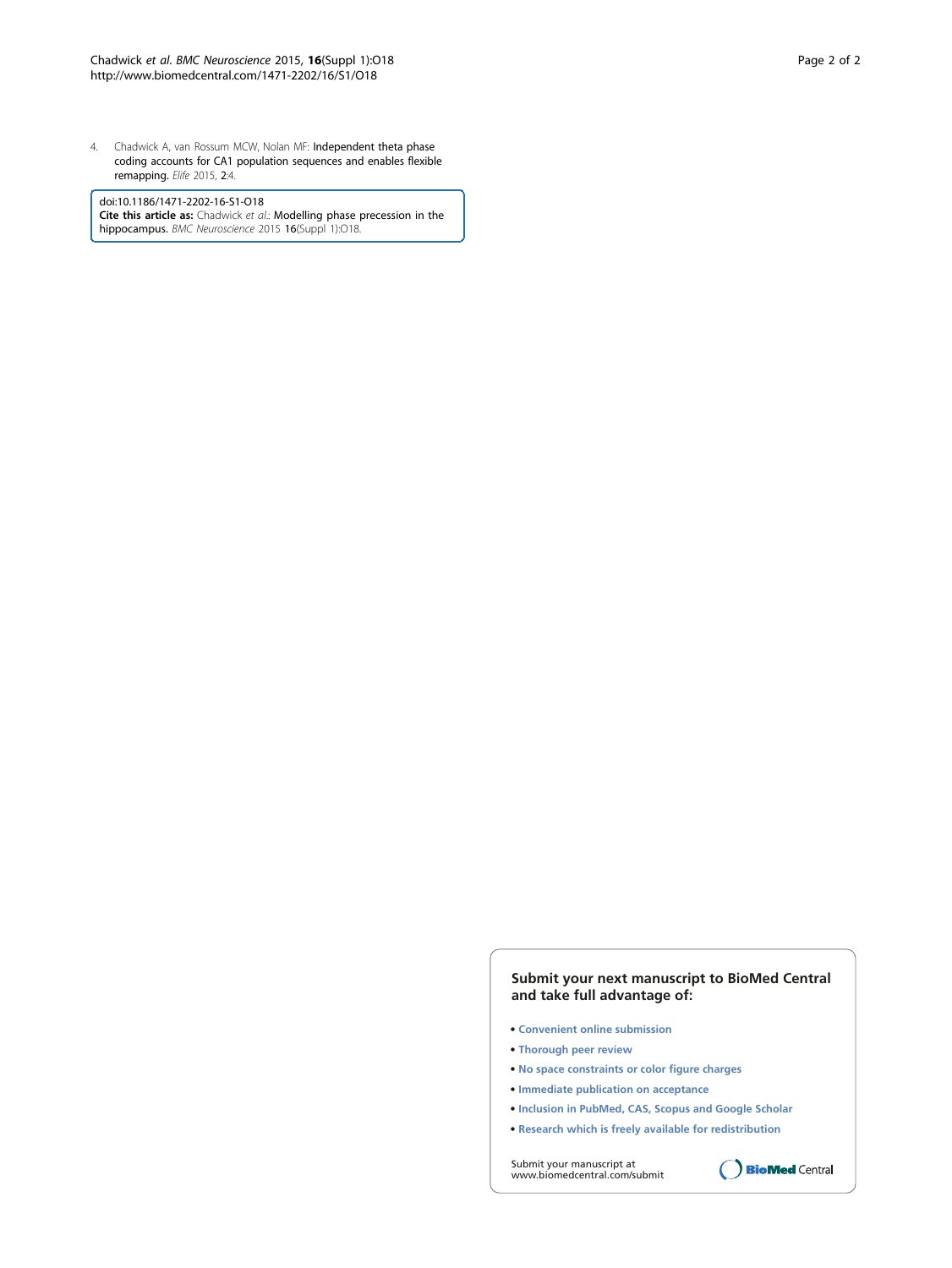4. Chadwick A, van Rossum MCW, Nolan MF: **Independent theta phase coding accounts for CA1 population sequences and enables flexible remapping.** *Elife* 2015, **2**:4.

doi:10.1186/1471-2202-16-S1-O18
**Cite this article as:** Chadwick *et al.*: Modelling phase precession in the hippocampus. *BMC Neuroscience* 2015 **16**(Suppl 1):O18.

**Submit your next manuscript to BioMed Central and take full advantage of:**

- **Convenient online submission**
- **Thorough peer review**
- **No space constraints or color figure charges**
- **Immediate publication on acceptance**
- **Inclusion in PubMed, CAS, Scopus and Google Scholar**
- **Research which is freely available for redistribution**

Submit your manuscript at
www.biomedcentral.com/submit

BioMed Central